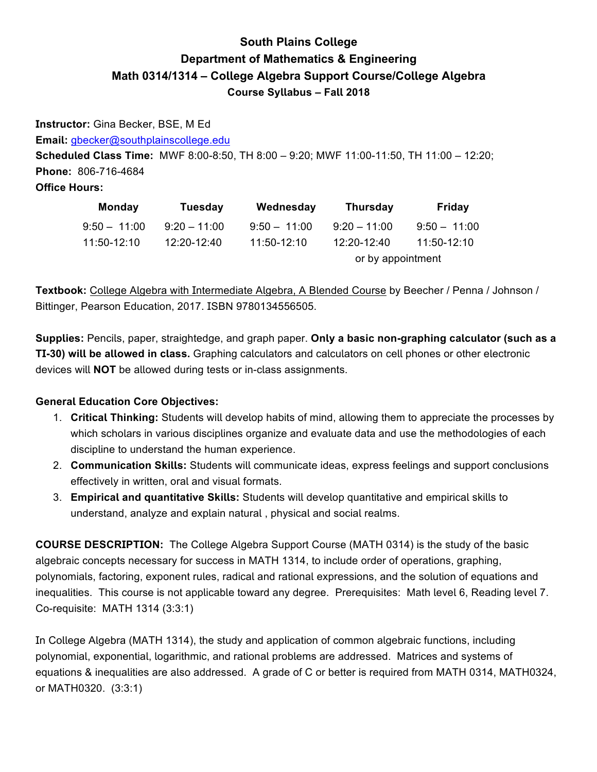# South Plains College
## Department of Mathematics & Engineering
## Math 0314/1314 – College Algebra Support Course/College Algebra
### Course Syllabus – Fall 2018

**Instructor:** Gina Becker, BSE, M Ed
**Email:** gbecker@southplainscollege.edu
**Scheduled Class Time:** MWF 8:00-8:50, TH 8:00 – 9:20; MWF 11:00-11:50, TH 11:00 – 12:20;
**Phone:** 806-716-4684
**Office Hours:**

| Monday | Tuesday | Wednesday | Thursday | Friday |
|---|---|---|---|---|
| 9:50 – 11:00 | 9:20 – 11:00 | 9:50 – 11:00 | 9:20 – 11:00 | 9:50 – 11:00 |
| 11:50-12:10 | 12:20-12:40 | 11:50-12:10 | 12:20-12:40 | 11:50-12:10 |
| | | | or by appointment | |

**Textbook:** College Algebra with Intermediate Algebra, A Blended Course by Beecher / Penna / Johnson / Bittinger, Pearson Education, 2017. ISBN 9780134556505.

**Supplies:** Pencils, paper, straightedge, and graph paper. **Only a basic non-graphing calculator (such as a TI-30) will be allowed in class.** Graphing calculators and calculators on cell phones or other electronic devices will **NOT** be allowed during tests or in-class assignments.

**General Education Core Objectives:**

1. **Critical Thinking:** Students will develop habits of mind, allowing them to appreciate the processes by which scholars in various disciplines organize and evaluate data and use the methodologies of each discipline to understand the human experience.
2. **Communication Skills:** Students will communicate ideas, express feelings and support conclusions effectively in written, oral and visual formats.
3. **Empirical and quantitative Skills:** Students will develop quantitative and empirical skills to understand, analyze and explain natural , physical and social realms.

**COURSE DESCRIPTION:** The College Algebra Support Course (MATH 0314) is the study of the basic algebraic concepts necessary for success in MATH 1314, to include order of operations, graphing, polynomials, factoring, exponent rules, radical and rational expressions, and the solution of equations and inequalities. This course is not applicable toward any degree. Prerequisites: Math level 6, Reading level 7. Co-requisite: MATH 1314 (3:3:1)

In College Algebra (MATH 1314), the study and application of common algebraic functions, including polynomial, exponential, logarithmic, and rational problems are addressed. Matrices and systems of equations & inequalities are also addressed. A grade of C or better is required from MATH 0314, MATH0324, or MATH0320. (3:3:1)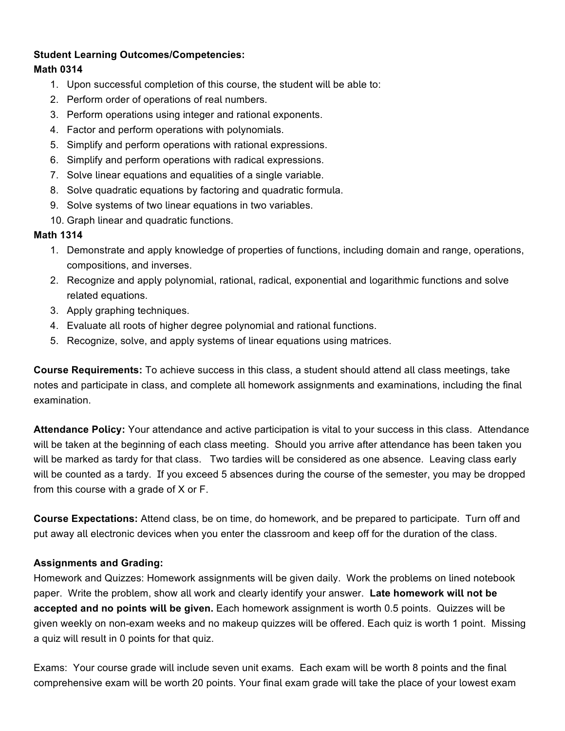**Student Learning Outcomes/Competencies:**

**Math 0314**

1. Upon successful completion of this course, the student will be able to:
2. Perform order of operations of real numbers.
3. Perform operations using integer and rational exponents.
4. Factor and perform operations with polynomials.
5. Simplify and perform operations with rational expressions.
6. Simplify and perform operations with radical expressions.
7. Solve linear equations and equalities of a single variable.
8. Solve quadratic equations by factoring and quadratic formula.
9. Solve systems of two linear equations in two variables.
10. Graph linear and quadratic functions.

**Math 1314**

1. Demonstrate and apply knowledge of properties of functions, including domain and range, operations, compositions, and inverses.
2. Recognize and apply polynomial, rational, radical, exponential and logarithmic functions and solve related equations.
3. Apply graphing techniques.
4. Evaluate all roots of higher degree polynomial and rational functions.
5. Recognize, solve, and apply systems of linear equations using matrices.

**Course Requirements:** To achieve success in this class, a student should attend all class meetings, take notes and participate in class, and complete all homework assignments and examinations, including the final examination.

**Attendance Policy:** Your attendance and active participation is vital to your success in this class. Attendance will be taken at the beginning of each class meeting. Should you arrive after attendance has been taken you will be marked as tardy for that class. Two tardies will be considered as one absence. Leaving class early will be counted as a tardy. If you exceed 5 absences during the course of the semester, you may be dropped from this course with a grade of X or F.

**Course Expectations:** Attend class, be on time, do homework, and be prepared to participate. Turn off and put away all electronic devices when you enter the classroom and keep off for the duration of the class.

**Assignments and Grading:**

Homework and Quizzes: Homework assignments will be given daily. Work the problems on lined notebook paper. Write the problem, show all work and clearly identify your answer. **Late homework will not be accepted and no points will be given.** Each homework assignment is worth 0.5 points. Quizzes will be given weekly on non-exam weeks and no makeup quizzes will be offered. Each quiz is worth 1 point. Missing a quiz will result in 0 points for that quiz.

Exams: Your course grade will include seven unit exams. Each exam will be worth 8 points and the final comprehensive exam will be worth 20 points. Your final exam grade will take the place of your lowest exam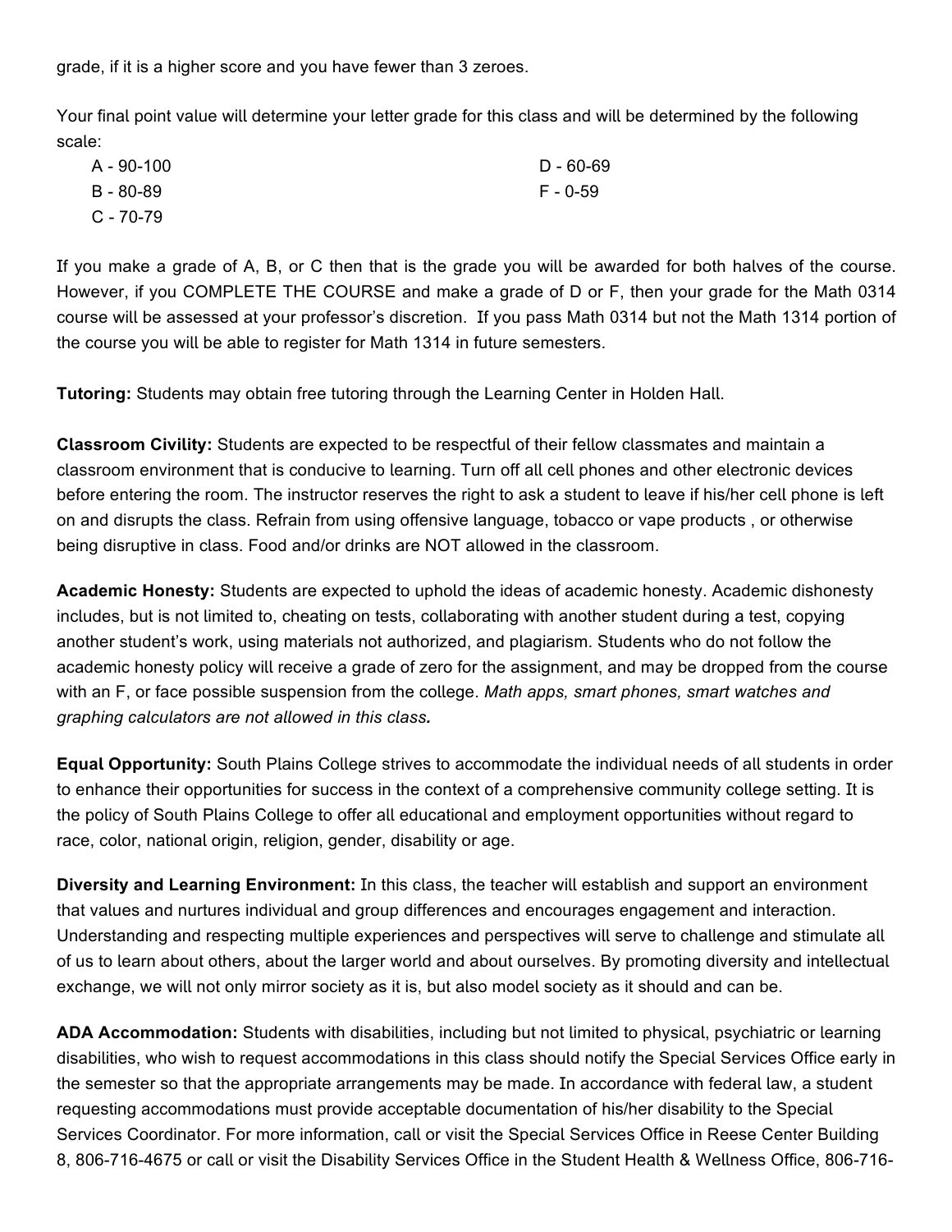grade, if it is a higher score and you have fewer than 3 zeroes.

Your final point value will determine your letter grade for this class and will be determined by the following scale:

- A - 90-100
- B - 80-89
- C - 70-79
- D - 60-69
- F - 0-59

If you make a grade of A, B, or C then that is the grade you will be awarded for both halves of the course. However, if you COMPLETE THE COURSE and make a grade of D or F, then your grade for the Math 0314 course will be assessed at your professor's discretion. If you pass Math 0314 but not the Math 1314 portion of the course you will be able to register for Math 1314 in future semesters.

**Tutoring:** Students may obtain free tutoring through the Learning Center in Holden Hall.

**Classroom Civility:** Students are expected to be respectful of their fellow classmates and maintain a classroom environment that is conducive to learning. Turn off all cell phones and other electronic devices before entering the room. The instructor reserves the right to ask a student to leave if his/her cell phone is left on and disrupts the class. Refrain from using offensive language, tobacco or vape products , or otherwise being disruptive in class. Food and/or drinks are NOT allowed in the classroom.

**Academic Honesty:** Students are expected to uphold the ideas of academic honesty. Academic dishonesty includes, but is not limited to, cheating on tests, collaborating with another student during a test, copying another student's work, using materials not authorized, and plagiarism. Students who do not follow the academic honesty policy will receive a grade of zero for the assignment, and may be dropped from the course with an F, or face possible suspension from the college. *Math apps, smart phones, smart watches and graphing calculators are not allowed in this class.*

**Equal Opportunity:** South Plains College strives to accommodate the individual needs of all students in order to enhance their opportunities for success in the context of a comprehensive community college setting. It is the policy of South Plains College to offer all educational and employment opportunities without regard to race, color, national origin, religion, gender, disability or age.

**Diversity and Learning Environment:** In this class, the teacher will establish and support an environment that values and nurtures individual and group differences and encourages engagement and interaction. Understanding and respecting multiple experiences and perspectives will serve to challenge and stimulate all of us to learn about others, about the larger world and about ourselves. By promoting diversity and intellectual exchange, we will not only mirror society as it is, but also model society as it should and can be.

**ADA Accommodation:** Students with disabilities, including but not limited to physical, psychiatric or learning disabilities, who wish to request accommodations in this class should notify the Special Services Office early in the semester so that the appropriate arrangements may be made. In accordance with federal law, a student requesting accommodations must provide acceptable documentation of his/her disability to the Special Services Coordinator. For more information, call or visit the Special Services Office in Reese Center Building 8, 806-716-4675 or call or visit the Disability Services Office in the Student Health & Wellness Office, 806-716-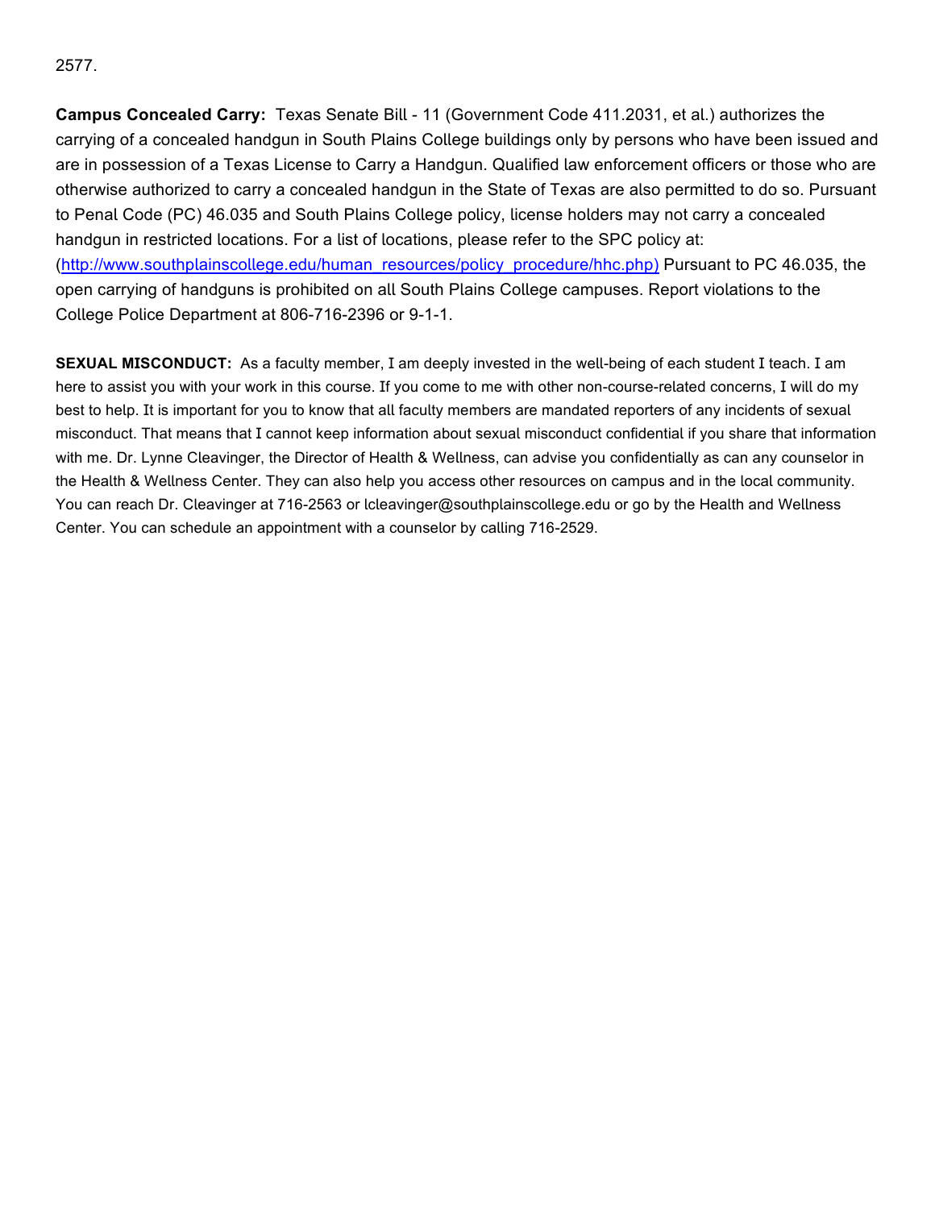2577.

**Campus Concealed Carry:** Texas Senate Bill - 11 (Government Code 411.2031, et al.) authorizes the carrying of a concealed handgun in South Plains College buildings only by persons who have been issued and are in possession of a Texas License to Carry a Handgun. Qualified law enforcement officers or those who are otherwise authorized to carry a concealed handgun in the State of Texas are also permitted to do so. Pursuant to Penal Code (PC) 46.035 and South Plains College policy, license holders may not carry a concealed handgun in restricted locations. For a list of locations, please refer to the SPC policy at: (http://www.southplainscollege.edu/human_resources/policy_procedure/hhc.php) Pursuant to PC 46.035, the open carrying of handguns is prohibited on all South Plains College campuses. Report violations to the College Police Department at 806-716-2396 or 9-1-1.

**SEXUAL MISCONDUCT:** As a faculty member, I am deeply invested in the well-being of each student I teach. I am here to assist you with your work in this course. If you come to me with other non-course-related concerns, I will do my best to help. It is important for you to know that all faculty members are mandated reporters of any incidents of sexual misconduct. That means that I cannot keep information about sexual misconduct confidential if you share that information with me. Dr. Lynne Cleavinger, the Director of Health & Wellness, can advise you confidentially as can any counselor in the Health & Wellness Center. They can also help you access other resources on campus and in the local community. You can reach Dr. Cleavinger at 716-2563 or lcleavinger@southplainscollege.edu or go by the Health and Wellness Center. You can schedule an appointment with a counselor by calling 716-2529.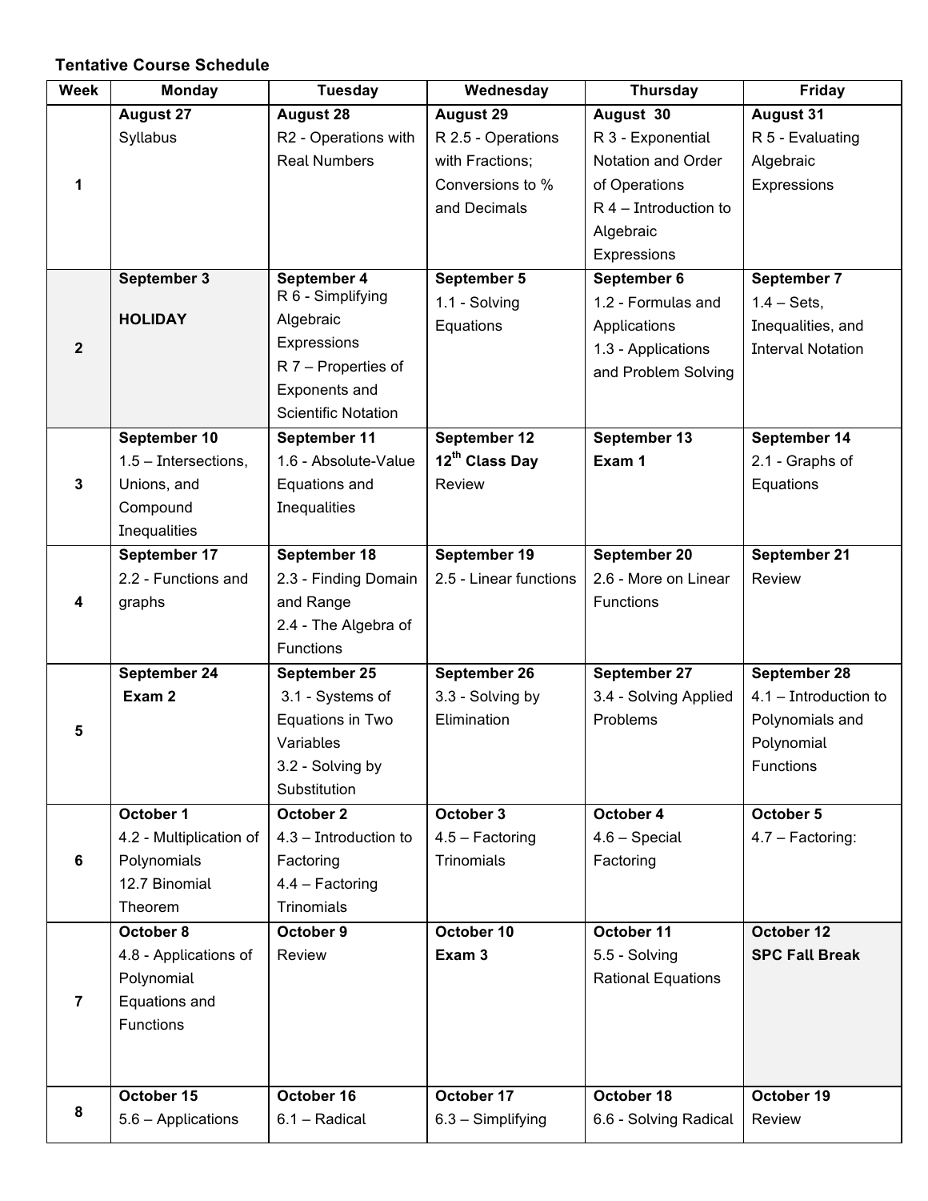**Tentative Course Schedule**

| Week | Monday | Tuesday | Wednesday | Thursday | Friday |
|---|---|---|---|---|---|
| 1 | **August 27** Syllabus | **August 28** R2 - Operations with Real Numbers | **August 29** R 2.5 - Operations with Fractions; Conversions to % and Decimals | **August 30** R 3 - Exponential Notation and Order of Operations R 4 – Introduction to Algebraic Expressions | **August 31** R 5 - Evaluating Algebraic Expressions |
| 2 | **September 3** **HOLIDAY** | **September 4** R 6 - Simplifying Algebraic Expressions R 7 – Properties of Exponents and Scientific Notation | **September 5** 1.1 - Solving Equations | **September 6** 1.2 - Formulas and Applications 1.3 - Applications and Problem Solving | **September 7** 1.4 – Sets, Inequalities, and Interval Notation |
| 3 | **September 10** 1.5 – Intersections, Unions, and Compound Inequalities | **September 11** 1.6 - Absolute-Value Equations and Inequalities | **September 12** **12th Class Day** Review | **September 13** **Exam 1** | **September 14** 2.1 - Graphs of Equations |
| 4 | **September 17** 2.2 - Functions and graphs | **September 18** 2.3 - Finding Domain and Range 2.4 - The Algebra of Functions | **September 19** 2.5 - Linear functions | **September 20** 2.6 - More on Linear Functions | **September 21** Review |
| 5 | **September 24** **Exam 2** | **September 25** 3.1 - Systems of Equations in Two Variables 3.2 - Solving by Substitution | **September 26** 3.3 - Solving by Elimination | **September 27** 3.4 - Solving Applied Problems | **September 28** 4.1 – Introduction to Polynomials and Polynomial Functions |
| 6 | **October 1** 4.2 - Multiplication of Polynomials 12.7 Binomial Theorem | **October 2** 4.3 – Introduction to Factoring 4.4 – Factoring Trinomials | **October 3** 4.5 – Factoring Trinomials | **October 4** 4.6 – Special Factoring | **October 5** 4.7 – Factoring: |
| 7 | **October 8** 4.8 - Applications of Polynomial Equations and Functions | **October 9** Review | **October 10** **Exam 3** | **October 11** 5.5 - Solving Rational Equations | **October 12** **SPC Fall Break** |
| 8 | **October 15** 5.6 – Applications | **October 16** 6.1 – Radical | **October 17** 6.3 – Simplifying | **October 18** 6.6 - Solving Radical | **October 19** Review |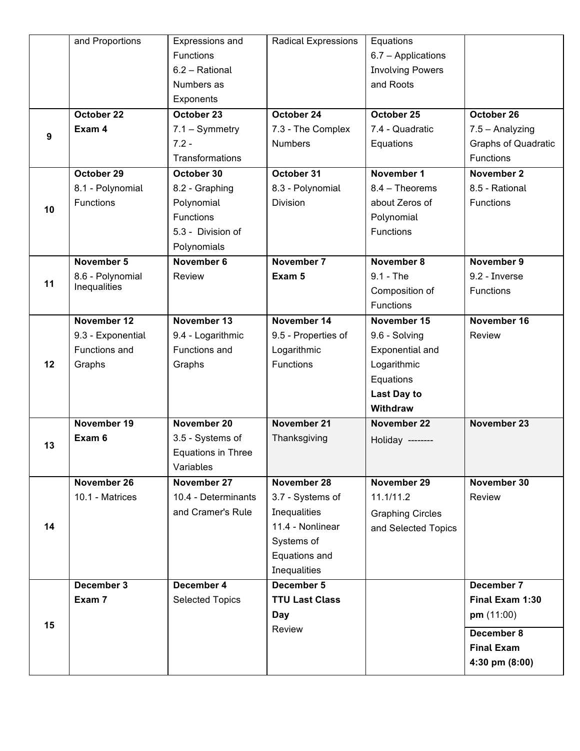| | | | | | |
|---|---|---|---|---|---|
| | and Proportions | Expressions and Functions 6.2 – Rational Numbers as Exponents | Radical Expressions | Equations 6.7 – Applications Involving Powers and Roots | |
| 9 | **October 22** **Exam 4** | **October 23** 7.1 – Symmetry 7.2 - Transformations | **October 24** 7.3 - The Complex Numbers | **October 25** 7.4 - Quadratic Equations | **October 26** 7.5 – Analyzing Graphs of Quadratic Functions |
| 10 | **October 29** 8.1 - Polynomial Functions | **October 30** 8.2 - Graphing Polynomial Functions 5.3 - Division of Polynomials | **October 31** 8.3 - Polynomial Division | **November 1** 8.4 – Theorems about Zeros of Polynomial Functions | **November 2** 8.5 - Rational Functions |
| 11 | **November 5** 8.6 - Polynomial Inequalities | **November 6** Review | **November 7** **Exam 5** | **November 8** 9.1 - The Composition of Functions | **November 9** 9.2 - Inverse Functions |
| 12 | **November 12** 9.3 - Exponential Functions and Graphs | **November 13** 9.4 - Logarithmic Functions and Graphs | **November 14** 9.5 - Properties of Logarithmic Functions | **November 15** 9.6 - Solving Exponential and Logarithmic Equations **Last Day to Withdraw** | **November 16** Review |
| 13 | **November 19** **Exam 6** | **November 20** 3.5 - Systems of Equations in Three Variables | **November 21** Thanksgiving | **November 22** Holiday -------- | **November 23** |
| 14 | **November 26** 10.1 - Matrices | **November 27** 10.4 - Determinants and Cramer's Rule | **November 28** 3.7 - Systems of Inequalities 11.4 - Nonlinear Systems of Equations and Inequalities | **November 29** 11.1/11.2 Graphing Circles and Selected Topics | **November 30** Review |
| 15 | **December 3** **Exam 7** | **December 4** Selected Topics | **December 5** **TTU Last Class Day** Review | | **December 7** **Final Exam 1:30 pm** (11:00) **December 8** **Final Exam 4:30 pm (8:00)** |